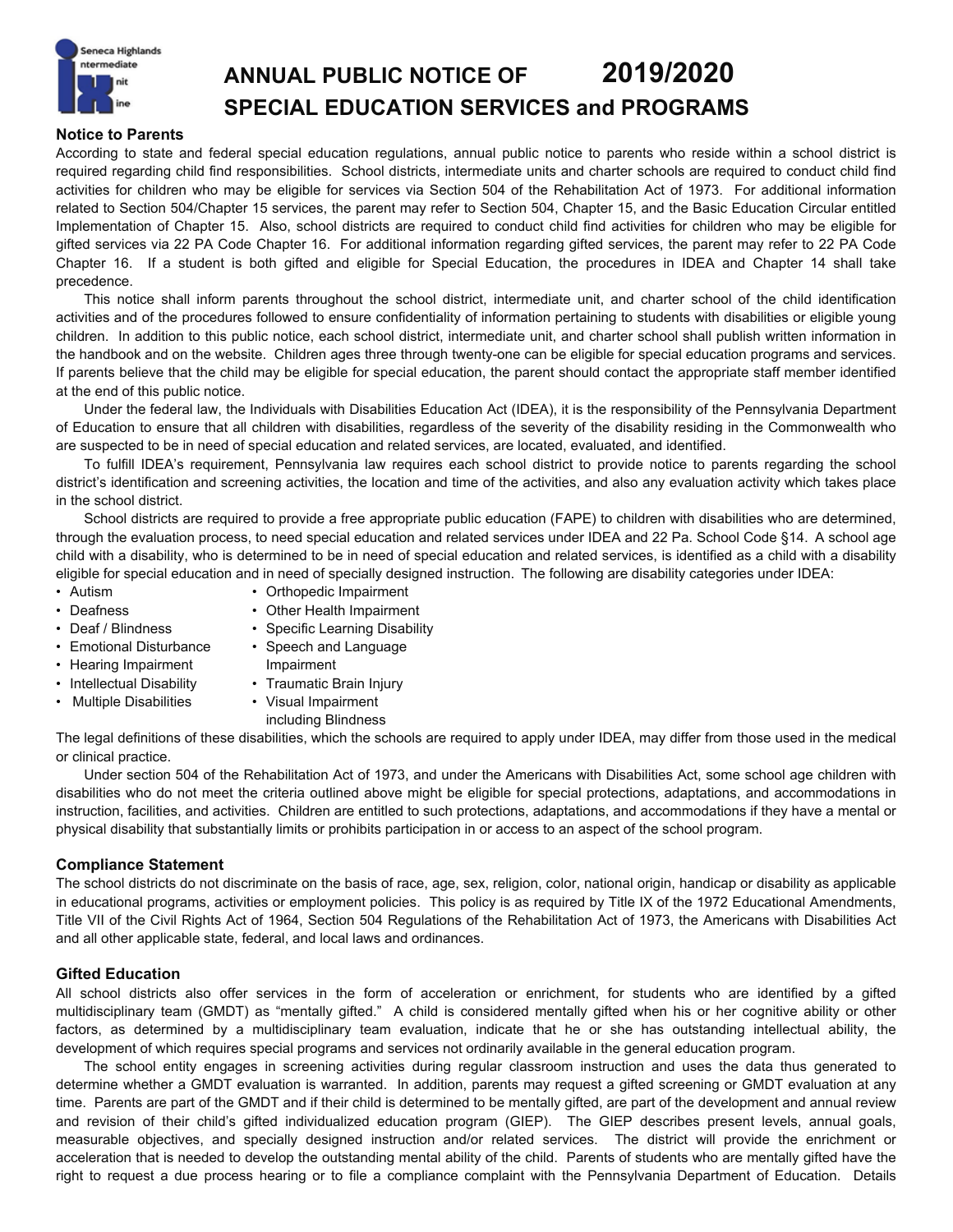# ANNUAL PUBLIC NOTICE OF 2019/2020
# SPECIAL EDUCATION SERVICES and PROGRAMS

### Notice to Parents

According to state and federal special education regulations, annual public notice to parents who reside within a school district is required regarding child find responsibilities. School districts, intermediate units and charter schools are required to conduct child find activities for children who may be eligible for services via Section 504 of the Rehabilitation Act of 1973. For additional information related to Section 504/Chapter 15 services, the parent may refer to Section 504, Chapter 15, and the Basic Education Circular entitled Implementation of Chapter 15. Also, school districts are required to conduct child find activities for children who may be eligible for gifted services via 22 PA Code Chapter 16. For additional information regarding gifted services, the parent may refer to 22 PA Code Chapter 16. If a student is both gifted and eligible for Special Education, the procedures in IDEA and Chapter 14 shall take precedence.

This notice shall inform parents throughout the school district, intermediate unit, and charter school of the child identification activities and of the procedures followed to ensure confidentiality of information pertaining to students with disabilities or eligible young children. In addition to this public notice, each school district, intermediate unit, and charter school shall publish written information in the handbook and on the website. Children ages three through twenty-one can be eligible for special education programs and services. If parents believe that the child may be eligible for special education, the parent should contact the appropriate staff member identified at the end of this public notice.

Under the federal law, the Individuals with Disabilities Education Act (IDEA), it is the responsibility of the Pennsylvania Department of Education to ensure that all children with disabilities, regardless of the severity of the disability residing in the Commonwealth who are suspected to be in need of special education and related services, are located, evaluated, and identified.

To fulfill IDEA's requirement, Pennsylvania law requires each school district to provide notice to parents regarding the school district's identification and screening activities, the location and time of the activities, and also any evaluation activity which takes place in the school district.

School districts are required to provide a free appropriate public education (FAPE) to children with disabilities who are determined, through the evaluation process, to need special education and related services under IDEA and 22 Pa. School Code §14. A school age child with a disability, who is determined to be in need of special education and related services, is identified as a child with a disability eligible for special education and in need of specially designed instruction. The following are disability categories under IDEA:

- Autism
- Deafness
- Deaf / Blindness
- Emotional Disturbance
- Hearing Impairment
- Intellectual Disability
- Multiple Disabilities
- Orthopedic Impairment
- Other Health Impairment
- Specific Learning Disability
- Speech and Language Impairment
- Traumatic Brain Injury
- Visual Impairment including Blindness

The legal definitions of these disabilities, which the schools are required to apply under IDEA, may differ from those used in the medical or clinical practice.

Under section 504 of the Rehabilitation Act of 1973, and under the Americans with Disabilities Act, some school age children with disabilities who do not meet the criteria outlined above might be eligible for special protections, adaptations, and accommodations in instruction, facilities, and activities. Children are entitled to such protections, adaptations, and accommodations if they have a mental or physical disability that substantially limits or prohibits participation in or access to an aspect of the school program.

### Compliance Statement

The school districts do not discriminate on the basis of race, age, sex, religion, color, national origin, handicap or disability as applicable in educational programs, activities or employment policies. This policy is as required by Title IX of the 1972 Educational Amendments, Title VII of the Civil Rights Act of 1964, Section 504 Regulations of the Rehabilitation Act of 1973, the Americans with Disabilities Act and all other applicable state, federal, and local laws and ordinances.

### Gifted Education

All school districts also offer services in the form of acceleration or enrichment, for students who are identified by a gifted multidisciplinary team (GMDT) as "mentally gifted." A child is considered mentally gifted when his or her cognitive ability or other factors, as determined by a multidisciplinary team evaluation, indicate that he or she has outstanding intellectual ability, the development of which requires special programs and services not ordinarily available in the general education program.

The school entity engages in screening activities during regular classroom instruction and uses the data thus generated to determine whether a GMDT evaluation is warranted. In addition, parents may request a gifted screening or GMDT evaluation at any time. Parents are part of the GMDT and if their child is determined to be mentally gifted, are part of the development and annual review and revision of their child's gifted individualized education program (GIEP). The GIEP describes present levels, annual goals, measurable objectives, and specially designed instruction and/or related services. The district will provide the enrichment or acceleration that is needed to develop the outstanding mental ability of the child. Parents of students who are mentally gifted have the right to request a due process hearing or to file a compliance complaint with the Pennsylvania Department of Education. Details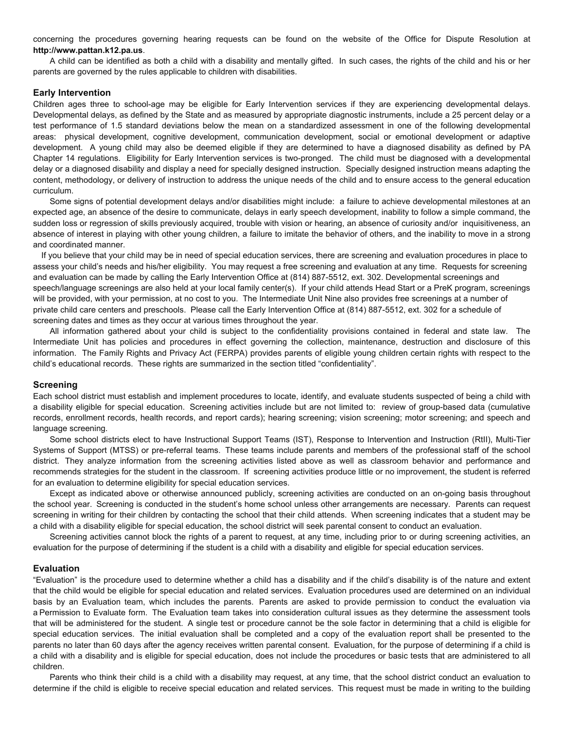concerning the procedures governing hearing requests can be found on the website of the Office for Dispute Resolution at **http://www.pattan.k12.pa.us**.

A child can be identified as both a child with a disability and mentally gifted. In such cases, the rights of the child and his or her parents are governed by the rules applicable to children with disabilities.

### Early Intervention

Children ages three to school-age may be eligible for Early Intervention services if they are experiencing developmental delays. Developmental delays, as defined by the State and as measured by appropriate diagnostic instruments, include a 25 percent delay or a test performance of 1.5 standard deviations below the mean on a standardized assessment in one of the following developmental areas: physical development, cognitive development, communication development, social or emotional development or adaptive development. A young child may also be deemed eligible if they are determined to have a diagnosed disability as defined by PA Chapter 14 regulations. Eligibility for Early Intervention services is two-pronged. The child must be diagnosed with a developmental delay or a diagnosed disability and display a need for specially designed instruction. Specially designed instruction means adapting the content, methodology, or delivery of instruction to address the unique needs of the child and to ensure access to the general education curriculum.

Some signs of potential development delays and/or disabilities might include: a failure to achieve developmental milestones at an expected age, an absence of the desire to communicate, delays in early speech development, inability to follow a simple command, the sudden loss or regression of skills previously acquired, trouble with vision or hearing, an absence of curiosity and/or inquisitiveness, an absence of interest in playing with other young children, a failure to imitate the behavior of others, and the inability to move in a strong and coordinated manner.

If you believe that your child may be in need of special education services, there are screening and evaluation procedures in place to assess your child's needs and his/her eligibility. You may request a free screening and evaluation at any time. Requests for screening and evaluation can be made by calling the Early Intervention Office at (814) 887-5512, ext. 302. Developmental screenings and speech/language screenings are also held at your local family center(s). If your child attends Head Start or a PreK program, screenings will be provided, with your permission, at no cost to you. The Intermediate Unit Nine also provides free screenings at a number of private child care centers and preschools. Please call the Early Intervention Office at (814) 887-5512, ext. 302 for a schedule of screening dates and times as they occur at various times throughout the year.

All information gathered about your child is subject to the confidentiality provisions contained in federal and state law. The Intermediate Unit has policies and procedures in effect governing the collection, maintenance, destruction and disclosure of this information. The Family Rights and Privacy Act (FERPA) provides parents of eligible young children certain rights with respect to the child's educational records. These rights are summarized in the section titled "confidentiality".

### Screening

Each school district must establish and implement procedures to locate, identify, and evaluate students suspected of being a child with a disability eligible for special education. Screening activities include but are not limited to: review of group-based data (cumulative records, enrollment records, health records, and report cards); hearing screening; vision screening; motor screening; and speech and language screening.

Some school districts elect to have Instructional Support Teams (IST), Response to Intervention and Instruction (RtII), Multi-Tier Systems of Support (MTSS) or pre-referral teams. These teams include parents and members of the professional staff of the school district. They analyze information from the screening activities listed above as well as classroom behavior and performance and recommends strategies for the student in the classroom. If screening activities produce little or no improvement, the student is referred for an evaluation to determine eligibility for special education services.

Except as indicated above or otherwise announced publicly, screening activities are conducted on an on-going basis throughout the school year. Screening is conducted in the student's home school unless other arrangements are necessary. Parents can request screening in writing for their children by contacting the school that their child attends. When screening indicates that a student may be a child with a disability eligible for special education, the school district will seek parental consent to conduct an evaluation.

Screening activities cannot block the rights of a parent to request, at any time, including prior to or during screening activities, an evaluation for the purpose of determining if the student is a child with a disability and eligible for special education services.

### Evaluation

"Evaluation" is the procedure used to determine whether a child has a disability and if the child's disability is of the nature and extent that the child would be eligible for special education and related services. Evaluation procedures used are determined on an individual basis by an Evaluation team, which includes the parents. Parents are asked to provide permission to conduct the evaluation via a Permission to Evaluate form. The Evaluation team takes into consideration cultural issues as they determine the assessment tools that will be administered for the student. A single test or procedure cannot be the sole factor in determining that a child is eligible for special education services. The initial evaluation shall be completed and a copy of the evaluation report shall be presented to the parents no later than 60 days after the agency receives written parental consent. Evaluation, for the purpose of determining if a child is a child with a disability and is eligible for special education, does not include the procedures or basic tests that are administered to all children.

Parents who think their child is a child with a disability may request, at any time, that the school district conduct an evaluation to determine if the child is eligible to receive special education and related services. This request must be made in writing to the building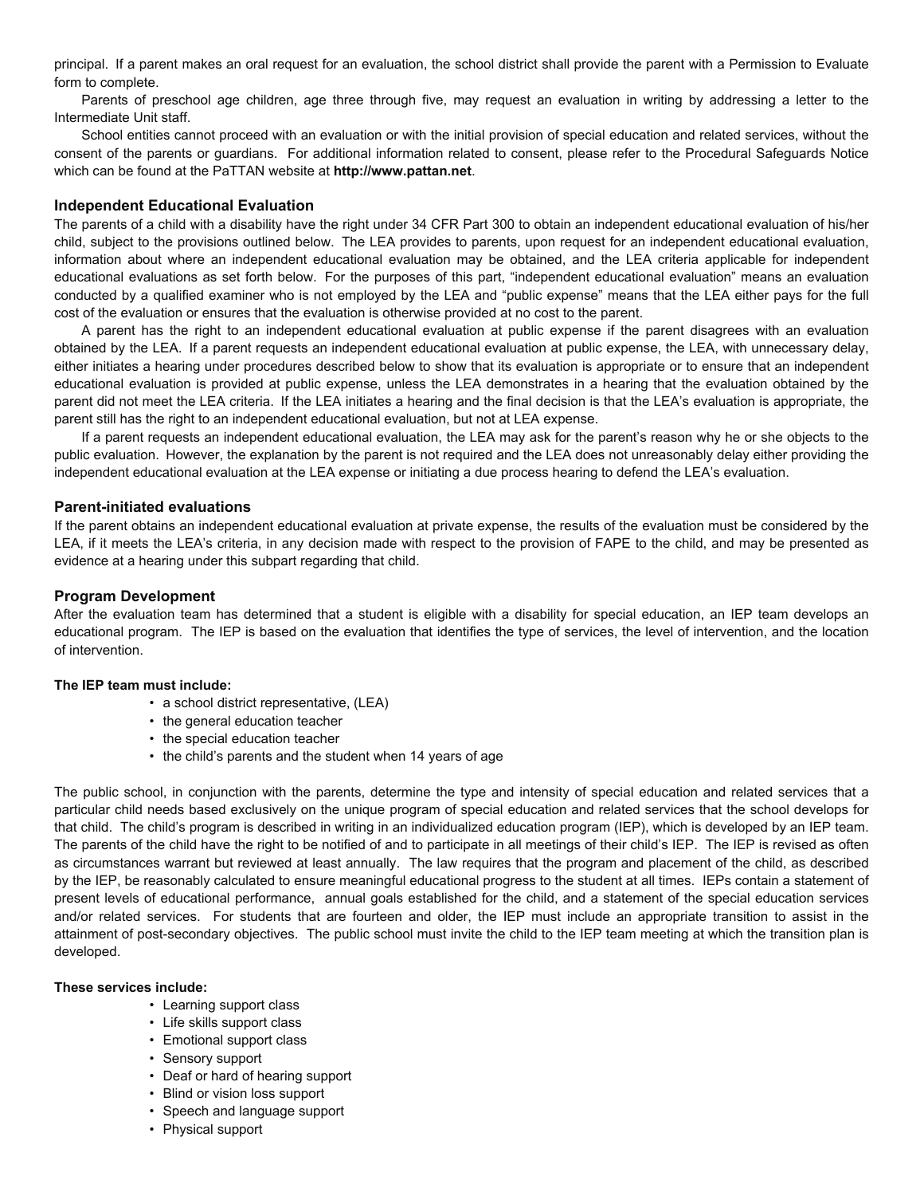principal. If a parent makes an oral request for an evaluation, the school district shall provide the parent with a Permission to Evaluate form to complete.

Parents of preschool age children, age three through five, may request an evaluation in writing by addressing a letter to the Intermediate Unit staff.

School entities cannot proceed with an evaluation or with the initial provision of special education and related services, without the consent of the parents or guardians. For additional information related to consent, please refer to the Procedural Safeguards Notice which can be found at the PaTTAN website at **http://www.pattan.net**.

### Independent Educational Evaluation

The parents of a child with a disability have the right under 34 CFR Part 300 to obtain an independent educational evaluation of his/her child, subject to the provisions outlined below. The LEA provides to parents, upon request for an independent educational evaluation, information about where an independent educational evaluation may be obtained, and the LEA criteria applicable for independent educational evaluations as set forth below. For the purposes of this part, "independent educational evaluation" means an evaluation conducted by a qualified examiner who is not employed by the LEA and "public expense" means that the LEA either pays for the full cost of the evaluation or ensures that the evaluation is otherwise provided at no cost to the parent.

A parent has the right to an independent educational evaluation at public expense if the parent disagrees with an evaluation obtained by the LEA. If a parent requests an independent educational evaluation at public expense, the LEA, with unnecessary delay, either initiates a hearing under procedures described below to show that its evaluation is appropriate or to ensure that an independent educational evaluation is provided at public expense, unless the LEA demonstrates in a hearing that the evaluation obtained by the parent did not meet the LEA criteria. If the LEA initiates a hearing and the final decision is that the LEA's evaluation is appropriate, the parent still has the right to an independent educational evaluation, but not at LEA expense.

If a parent requests an independent educational evaluation, the LEA may ask for the parent's reason why he or she objects to the public evaluation. However, the explanation by the parent is not required and the LEA does not unreasonably delay either providing the independent educational evaluation at the LEA expense or initiating a due process hearing to defend the LEA's evaluation.

### Parent-initiated evaluations

If the parent obtains an independent educational evaluation at private expense, the results of the evaluation must be considered by the LEA, if it meets the LEA's criteria, in any decision made with respect to the provision of FAPE to the child, and may be presented as evidence at a hearing under this subpart regarding that child.

### Program Development

After the evaluation team has determined that a student is eligible with a disability for special education, an IEP team develops an educational program. The IEP is based on the evaluation that identifies the type of services, the level of intervention, and the location of intervention.

**The IEP team must include:**

- a school district representative, (LEA)
- the general education teacher
- the special education teacher
- the child's parents and the student when 14 years of age

The public school, in conjunction with the parents, determine the type and intensity of special education and related services that a particular child needs based exclusively on the unique program of special education and related services that the school develops for that child. The child's program is described in writing in an individualized education program (IEP), which is developed by an IEP team. The parents of the child have the right to be notified of and to participate in all meetings of their child's IEP. The IEP is revised as often as circumstances warrant but reviewed at least annually. The law requires that the program and placement of the child, as described by the IEP, be reasonably calculated to ensure meaningful educational progress to the student at all times. IEPs contain a statement of present levels of educational performance, annual goals established for the child, and a statement of the special education services and/or related services. For students that are fourteen and older, the IEP must include an appropriate transition to assist in the attainment of post-secondary objectives. The public school must invite the child to the IEP team meeting at which the transition plan is developed.

**These services include:**

- Learning support class
- Life skills support class
- Emotional support class
- Sensory support
- Deaf or hard of hearing support
- Blind or vision loss support
- Speech and language support
- Physical support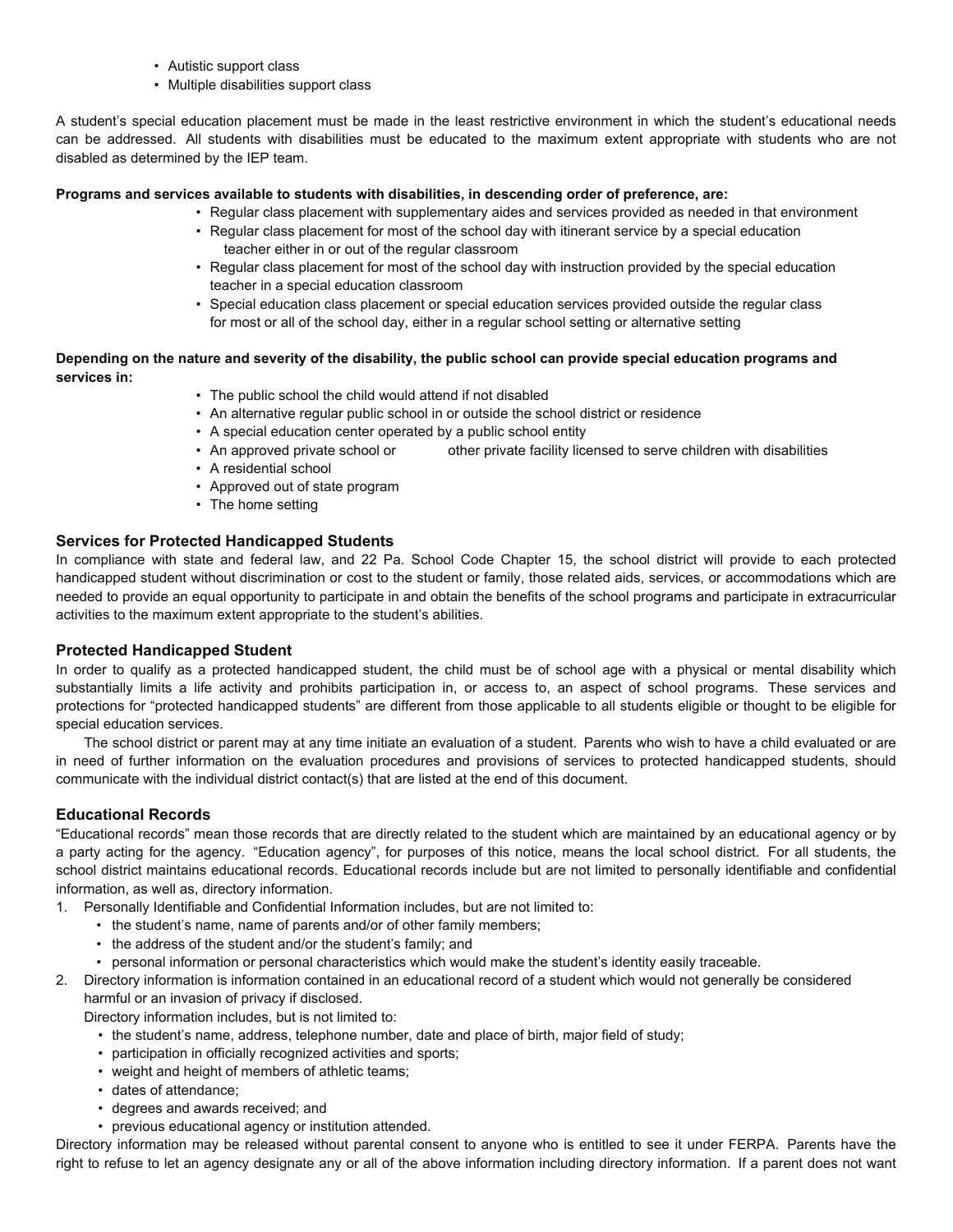- Autistic support class
- Multiple disabilities support class

A student's special education placement must be made in the least restrictive environment in which the student's educational needs can be addressed. All students with disabilities must be educated to the maximum extent appropriate with students who are not disabled as determined by the IEP team.

**Programs and services available to students with disabilities, in descending order of preference, are:**

- Regular class placement with supplementary aides and services provided as needed in that environment
- Regular class placement for most of the school day with itinerant service by a special education teacher either in or out of the regular classroom
- Regular class placement for most of the school day with instruction provided by the special education teacher in a special education classroom
- Special education class placement or special education services provided outside the regular class for most or all of the school day, either in a regular school setting or alternative setting

**Depending on the nature and severity of the disability, the public school can provide special education programs and services in:**

- The public school the child would attend if not disabled
- An alternative regular public school in or outside the school district or residence
- A special education center operated by a public school entity
- An approved private school or other private facility licensed to serve children with disabilities
- A residential school
- Approved out of state program
- The home setting

### Services for Protected Handicapped Students

In compliance with state and federal law, and 22 Pa. School Code Chapter 15, the school district will provide to each protected handicapped student without discrimination or cost to the student or family, those related aids, services, or accommodations which are needed to provide an equal opportunity to participate in and obtain the benefits of the school programs and participate in extracurricular activities to the maximum extent appropriate to the student's abilities.

### Protected Handicapped Student

In order to qualify as a protected handicapped student, the child must be of school age with a physical or mental disability which substantially limits a life activity and prohibits participation in, or access to, an aspect of school programs. These services and protections for "protected handicapped students" are different from those applicable to all students eligible or thought to be eligible for special education services.

The school district or parent may at any time initiate an evaluation of a student. Parents who wish to have a child evaluated or are in need of further information on the evaluation procedures and provisions of services to protected handicapped students, should communicate with the individual district contact(s) that are listed at the end of this document.

### Educational Records

"Educational records" mean those records that are directly related to the student which are maintained by an educational agency or by a party acting for the agency. "Education agency", for purposes of this notice, means the local school district. For all students, the school district maintains educational records. Educational records include but are not limited to personally identifiable and confidential information, as well as, directory information.

1. Personally Identifiable and Confidential Information includes, but are not limited to:
   - the student's name, name of parents and/or of other family members;
   - the address of the student and/or the student's family; and
   - personal information or personal characteristics which would make the student's identity easily traceable.
2. Directory information is information contained in an educational record of a student which would not generally be considered harmful or an invasion of privacy if disclosed.

   Directory information includes, but is not limited to:
   - the student's name, address, telephone number, date and place of birth, major field of study;
   - participation in officially recognized activities and sports;
   - weight and height of members of athletic teams;
   - dates of attendance;
   - degrees and awards received; and
   - previous educational agency or institution attended.

Directory information may be released without parental consent to anyone who is entitled to see it under FERPA. Parents have the right to refuse to let an agency designate any or all of the above information including directory information. If a parent does not want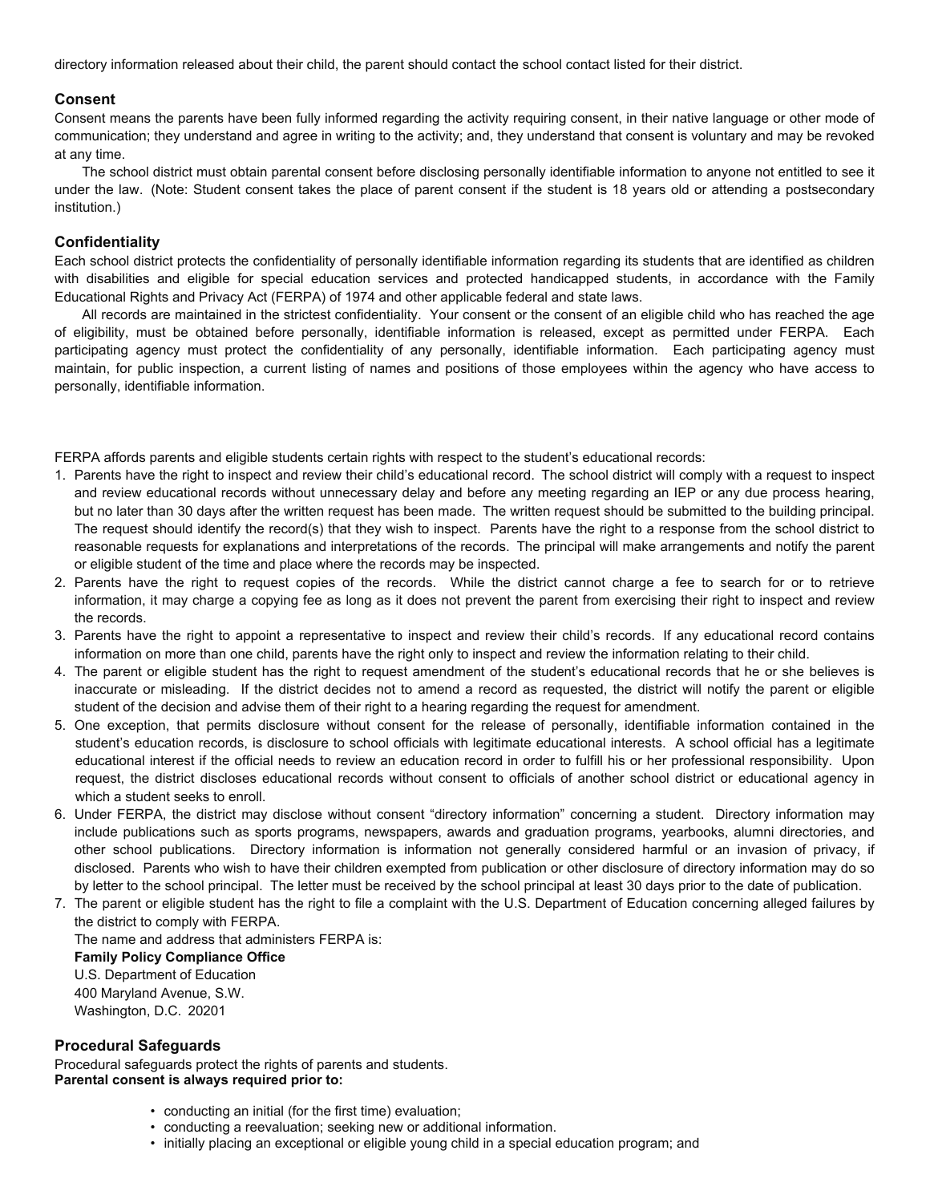directory information released about their child, the parent should contact the school contact listed for their district.

### Consent

Consent means the parents have been fully informed regarding the activity requiring consent, in their native language or other mode of communication; they understand and agree in writing to the activity; and, they understand that consent is voluntary and may be revoked at any time.

The school district must obtain parental consent before disclosing personally identifiable information to anyone not entitled to see it under the law. (Note: Student consent takes the place of parent consent if the student is 18 years old or attending a postsecondary institution.)

### Confidentiality

Each school district protects the confidentiality of personally identifiable information regarding its students that are identified as children with disabilities and eligible for special education services and protected handicapped students, in accordance with the Family Educational Rights and Privacy Act (FERPA) of 1974 and other applicable federal and state laws.

All records are maintained in the strictest confidentiality. Your consent or the consent of an eligible child who has reached the age of eligibility, must be obtained before personally, identifiable information is released, except as permitted under FERPA. Each participating agency must protect the confidentiality of any personally, identifiable information. Each participating agency must maintain, for public inspection, a current listing of names and positions of those employees within the agency who have access to personally, identifiable information.

FERPA affords parents and eligible students certain rights with respect to the student's educational records:

1. Parents have the right to inspect and review their child's educational record. The school district will comply with a request to inspect and review educational records without unnecessary delay and before any meeting regarding an IEP or any due process hearing, but no later than 30 days after the written request has been made. The written request should be submitted to the building principal. The request should identify the record(s) that they wish to inspect. Parents have the right to a response from the school district to reasonable requests for explanations and interpretations of the records. The principal will make arrangements and notify the parent or eligible student of the time and place where the records may be inspected.
2. Parents have the right to request copies of the records. While the district cannot charge a fee to search for or to retrieve information, it may charge a copying fee as long as it does not prevent the parent from exercising their right to inspect and review the records.
3. Parents have the right to appoint a representative to inspect and review their child's records. If any educational record contains information on more than one child, parents have the right only to inspect and review the information relating to their child.
4. The parent or eligible student has the right to request amendment of the student's educational records that he or she believes is inaccurate or misleading. If the district decides not to amend a record as requested, the district will notify the parent or eligible student of the decision and advise them of their right to a hearing regarding the request for amendment.
5. One exception, that permits disclosure without consent for the release of personally, identifiable information contained in the student's education records, is disclosure to school officials with legitimate educational interests. A school official has a legitimate educational interest if the official needs to review an education record in order to fulfill his or her professional responsibility. Upon request, the district discloses educational records without consent to officials of another school district or educational agency in which a student seeks to enroll.
6. Under FERPA, the district may disclose without consent "directory information" concerning a student. Directory information may include publications such as sports programs, newspapers, awards and graduation programs, yearbooks, alumni directories, and other school publications. Directory information is information not generally considered harmful or an invasion of privacy, if disclosed. Parents who wish to have their children exempted from publication or other disclosure of directory information may do so by letter to the school principal. The letter must be received by the school principal at least 30 days prior to the date of publication.
7. The parent or eligible student has the right to file a complaint with the U.S. Department of Education concerning alleged failures by the district to comply with FERPA.

   The name and address that administers FERPA is:

   **Family Policy Compliance Office**
   U.S. Department of Education
   400 Maryland Avenue, S.W.
   Washington, D.C. 20201

### Procedural Safeguards

Procedural safeguards protect the rights of parents and students.

**Parental consent is always required prior to:**

- conducting an initial (for the first time) evaluation;
- conducting a reevaluation; seeking new or additional information.
- initially placing an exceptional or eligible young child in a special education program; and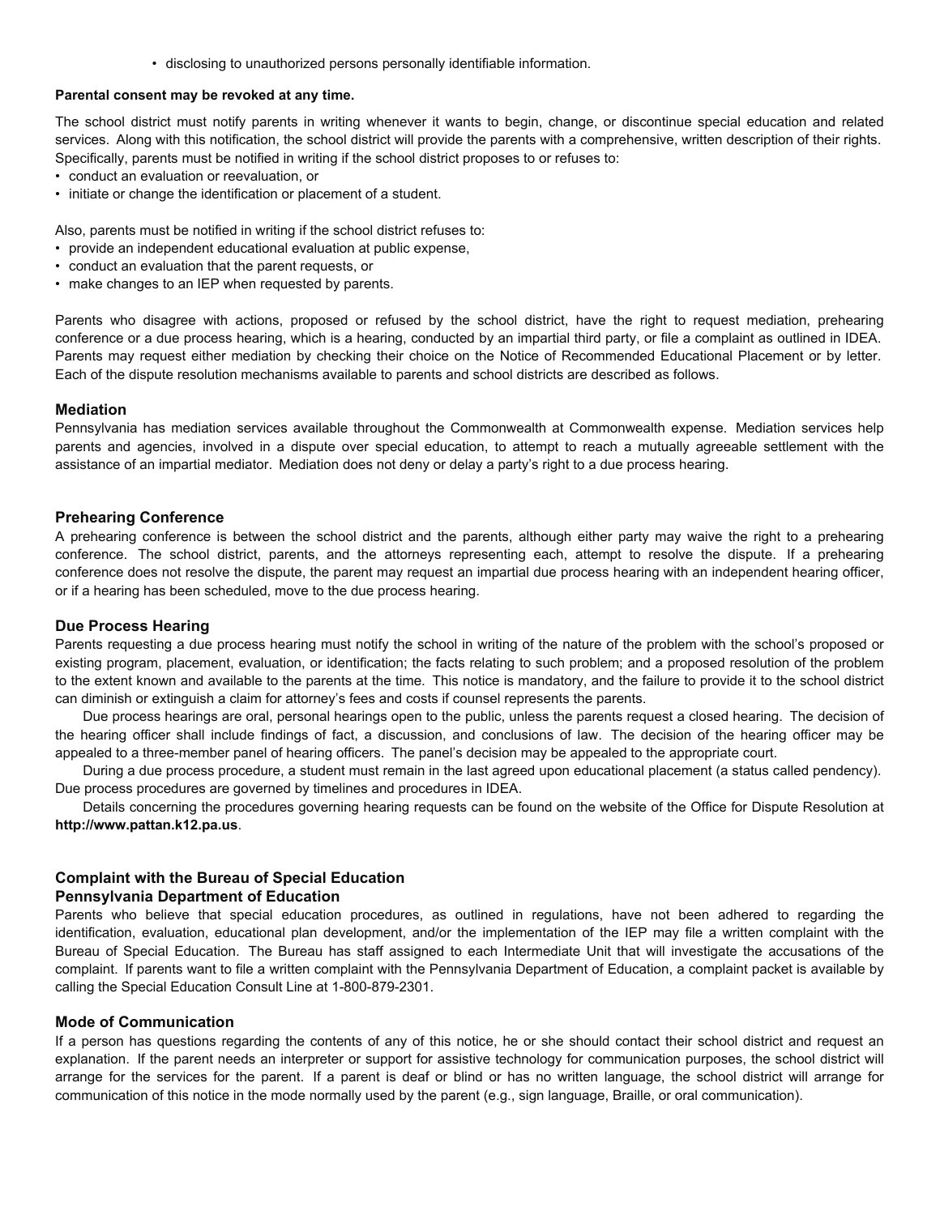- disclosing to unauthorized persons personally identifiable information.

**Parental consent may be revoked at any time.**

The school district must notify parents in writing whenever it wants to begin, change, or discontinue special education and related services. Along with this notification, the school district will provide the parents with a comprehensive, written description of their rights. Specifically, parents must be notified in writing if the school district proposes to or refuses to:

- conduct an evaluation or reevaluation, or
- initiate or change the identification or placement of a student.

Also, parents must be notified in writing if the school district refuses to:

- provide an independent educational evaluation at public expense,
- conduct an evaluation that the parent requests, or
- make changes to an IEP when requested by parents.

Parents who disagree with actions, proposed or refused by the school district, have the right to request mediation, prehearing conference or a due process hearing, which is a hearing, conducted by an impartial third party, or file a complaint as outlined in IDEA. Parents may request either mediation by checking their choice on the Notice of Recommended Educational Placement or by letter. Each of the dispute resolution mechanisms available to parents and school districts are described as follows.

### Mediation

Pennsylvania has mediation services available throughout the Commonwealth at Commonwealth expense. Mediation services help parents and agencies, involved in a dispute over special education, to attempt to reach a mutually agreeable settlement with the assistance of an impartial mediator. Mediation does not deny or delay a party's right to a due process hearing.

### Prehearing Conference

A prehearing conference is between the school district and the parents, although either party may waive the right to a prehearing conference. The school district, parents, and the attorneys representing each, attempt to resolve the dispute. If a prehearing conference does not resolve the dispute, the parent may request an impartial due process hearing with an independent hearing officer, or if a hearing has been scheduled, move to the due process hearing.

### Due Process Hearing

Parents requesting a due process hearing must notify the school in writing of the nature of the problem with the school's proposed or existing program, placement, evaluation, or identification; the facts relating to such problem; and a proposed resolution of the problem to the extent known and available to the parents at the time. This notice is mandatory, and the failure to provide it to the school district can diminish or extinguish a claim for attorney's fees and costs if counsel represents the parents.

Due process hearings are oral, personal hearings open to the public, unless the parents request a closed hearing. The decision of the hearing officer shall include findings of fact, a discussion, and conclusions of law. The decision of the hearing officer may be appealed to a three-member panel of hearing officers. The panel's decision may be appealed to the appropriate court.

During a due process procedure, a student must remain in the last agreed upon educational placement (a status called pendency). Due process procedures are governed by timelines and procedures in IDEA.

Details concerning the procedures governing hearing requests can be found on the website of the Office for Dispute Resolution at **http://www.pattan.k12.pa.us**.

### Complaint with the Bureau of Special Education
### Pennsylvania Department of Education

Parents who believe that special education procedures, as outlined in regulations, have not been adhered to regarding the identification, evaluation, educational plan development, and/or the implementation of the IEP may file a written complaint with the Bureau of Special Education. The Bureau has staff assigned to each Intermediate Unit that will investigate the accusations of the complaint. If parents want to file a written complaint with the Pennsylvania Department of Education, a complaint packet is available by calling the Special Education Consult Line at 1-800-879-2301.

### Mode of Communication

If a person has questions regarding the contents of any of this notice, he or she should contact their school district and request an explanation. If the parent needs an interpreter or support for assistive technology for communication purposes, the school district will arrange for the services for the parent. If a parent is deaf or blind or has no written language, the school district will arrange for communication of this notice in the mode normally used by the parent (e.g., sign language, Braille, or oral communication).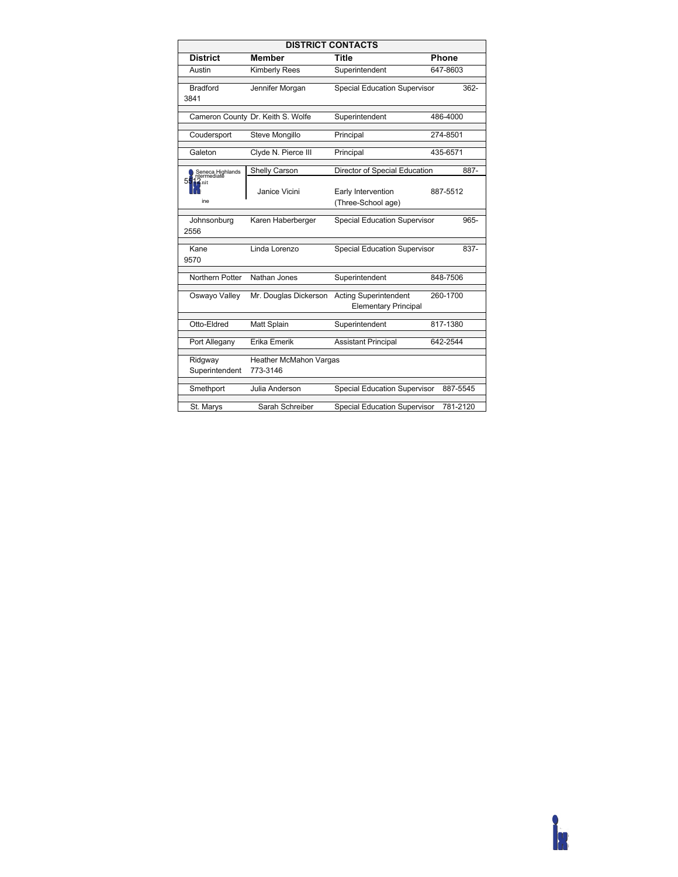| DISTRICT CONTACTS | | | |
|---|---|---|---|
| **District** | **Member** | **Title** | **Phone** |
| Austin | Kimberly Rees | Superintendent | 647-8603 |
| Bradford | Jennifer Morgan | Special Education Supervisor | 362-3841 |
| Cameron County | Dr. Keith S. Wolfe | Superintendent | 486-4000 |
| Coudersport | Steve Mongillo | Principal | 274-8501 |
| Galeton | Clyde N. Pierce III | Principal | 435-6571 |
| Seneca Highlands Intermediate Unit Nine | Shelly Carson | Director of Special Education | 887-5512 |
| | Janice Vicini | Early Intervention (Three-School age) | 887-5512 |
| Johnsonburg | Karen Haberberger | Special Education Supervisor | 965-2556 |
| Kane | Linda Lorenzo | Special Education Supervisor | 837-9570 |
| Northern Potter | Nathan Jones | Superintendent | 848-7506 |
| Oswayo Valley | Mr. Douglas Dickerson | Acting Superintendent Elementary Principal | 260-1700 |
| Otto-Eldred | Matt Splain | Superintendent | 817-1380 |
| Port Allegany | Erika Emerik | Assistant Principal | 642-2544 |
| Ridgway | Heather McMahon Vargas | Superintendent | 773-3146 |
| Smethport | Julia Anderson | Special Education Supervisor | 887-5545 |
| St. Marys | Sarah Schreiber | Special Education Supervisor | 781-2120 |